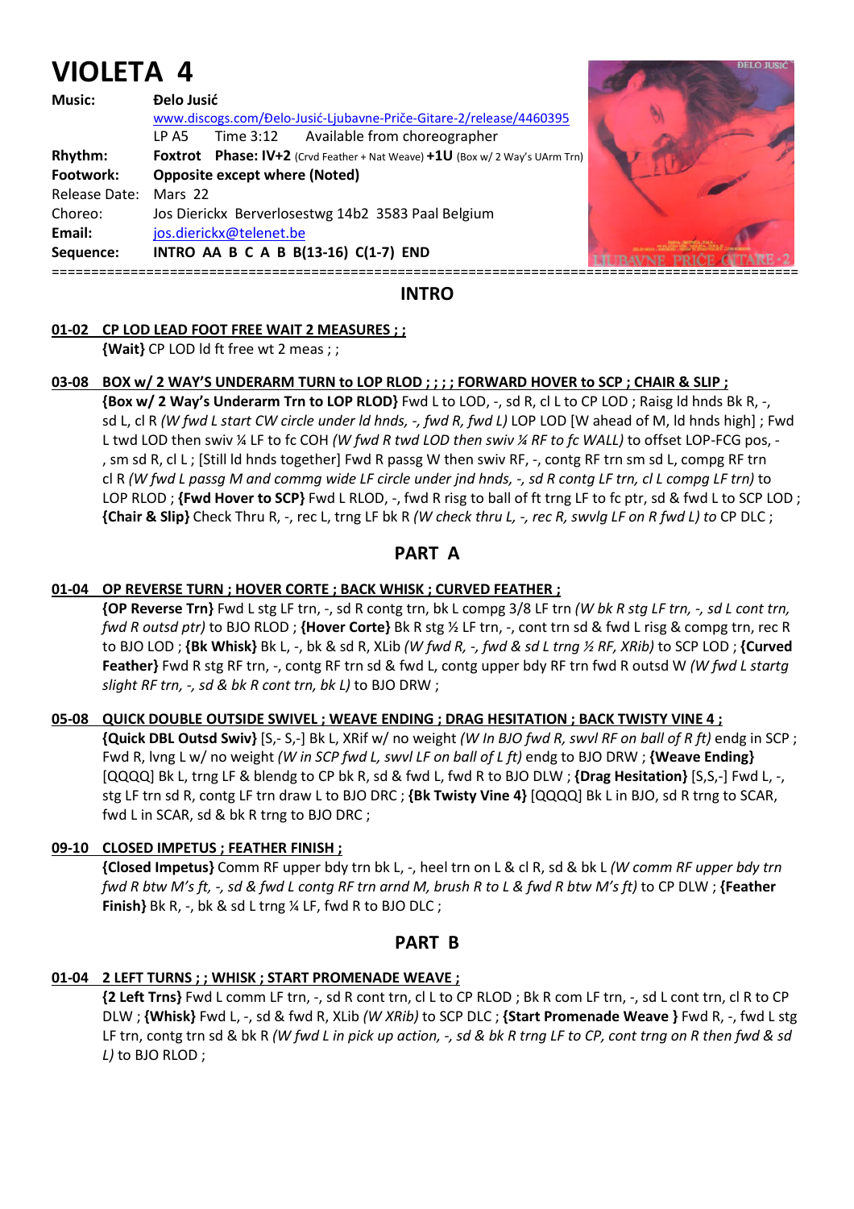# VIOLETA 4

**Music:** **Đelo Jusić**
www.discogs.com/Đelo-Jusić-Ljubavne-Priče-Gitare-2/release/4460395
LP A5 Time 3:12 Available from choreographer
**Rhythm:** **Foxtrot Phase: IV+2** (Crvd Feather + Nat Weave) **+1U** (Box w/ 2 Way's UArm Trn)
**Footwork:** **Opposite except where (Noted)**
Release Date: Mars 22
Choreo: Jos Dierickx Berverlosestwg 14b2 3583 Paal Belgium
**Email:** jos.dierickx@telenet.be
**Sequence:** **INTRO AA B C A B B(13-16) C(1-7) END**

## INTRO

**01-02 CP LOD LEAD FOOT FREE WAIT 2 MEASURES ; ;**
**{Wait}** CP LOD ld ft free wt 2 meas ; ;

**03-08 BOX w/ 2 WAY'S UNDERARM TURN to LOP RLOD ; ; ; ; FORWARD HOVER to SCP ; CHAIR & SLIP ;**
**{Box w/ 2 Way's Underarm Trn to LOP RLOD}** Fwd L to LOD, -, sd R, cl L to CP LOD ; Raisg ld hnds Bk R, -, sd L, cl R *(W fwd L start CW circle under ld hnds, -, fwd R, fwd L)* LOP LOD [W ahead of M, ld hnds high] ; Fwd L twd LOD then swiv ¼ LF to fc COH *(W fwd R twd LOD then swiv ¼ RF to fc WALL)* to offset LOP-FCG pos, -, sm sd R, cl L ; [Still ld hnds together] Fwd R passg W then swiv RF, -, contg RF trn sm sd L, compg RF trn cl R *(W fwd L passg M and commg wide LF circle under jnd hnds, -, sd R contg LF trn, cl L compg LF trn)* to LOP RLOD ; **{Fwd Hover to SCP}** Fwd L RLOD, -, fwd R risg to ball of ft trng LF to fc ptr, sd & fwd L to SCP LOD ; **{Chair & Slip}** Check Thru R, -, rec L, trng LF bk R *(W check thru L, -, rec R, swvlg LF on R fwd L) to* CP DLC ;

## PART A

**01-04 OP REVERSE TURN ; HOVER CORTE ; BACK WHISK ; CURVED FEATHER ;**
**{OP Reverse Trn}** Fwd L stg LF trn, -, sd R contg trn, bk L compg 3/8 LF trn *(W bk R stg LF trn, -, sd L cont trn, fwd R outsd ptr)* to BJO RLOD ; **{Hover Corte}** Bk R stg ½ LF trn, -, cont trn sd & fwd L risg & compg trn, rec R to BJO LOD ; **{Bk Whisk}** Bk L, -, bk & sd R, XLib *(W fwd R, -, fwd & sd L trng ½ RF, XRib)* to SCP LOD ; **{Curved Feather}** Fwd R stg RF trn, -, contg RF trn sd & fwd L, contg upper bdy RF trn fwd R outsd W *(W fwd L startg slight RF trn, -, sd & bk R cont trn, bk L)* to BJO DRW ;

**05-08 QUICK DOUBLE OUTSIDE SWIVEL ; WEAVE ENDING ; DRAG HESITATION ; BACK TWISTY VINE 4 ;**
**{Quick DBL Outsd Swiv}** [S,- S,-] Bk L, XRif w/ no weight *(W In BJO fwd R, swvl RF on ball of R ft)* endg in SCP ; Fwd R, lvng L w/ no weight *(W in SCP fwd L, swvl LF on ball of L ft)* endg to BJO DRW ; **{Weave Ending}** [QQQQ] Bk L, trng LF & blendg to CP bk R, sd & fwd L, fwd R to BJO DLW ; **{Drag Hesitation}** [S,S,-] Fwd L, -, stg LF trn sd R, contg LF trn draw L to BJO DRC ; **{Bk Twisty Vine 4}** [QQQQ] Bk L in BJO, sd R trng to SCAR, fwd L in SCAR, sd & bk R trng to BJO DRC ;

**09-10 CLOSED IMPETUS ; FEATHER FINISH ;**
**{Closed Impetus}** Comm RF upper bdy trn bk L, -, heel trn on L & cl R, sd & bk L *(W comm RF upper bdy trn fwd R btw M's ft, -, sd & fwd L contg RF trn arnd M, brush R to L & fwd R btw M's ft)* to CP DLW ; **{Feather Finish}** Bk R, -, bk & sd L trng ¼ LF, fwd R to BJO DLC ;

## PART B

**01-04 2 LEFT TURNS ; ; WHISK ; START PROMENADE WEAVE ;**
**{2 Left Trns}** Fwd L comm LF trn, -, sd R cont trn, cl L to CP RLOD ; Bk R com LF trn, -, sd L cont trn, cl R to CP DLW ; **{Whisk}** Fwd L, -, sd & fwd R, XLib *(W XRib)* to SCP DLC ; **{Start Promenade Weave }** Fwd R, -, fwd L stg LF trn, contg trn sd & bk R *(W fwd L in pick up action, -, sd & bk R trng LF to CP, cont trng on R then fwd & sd L)* to BJO RLOD ;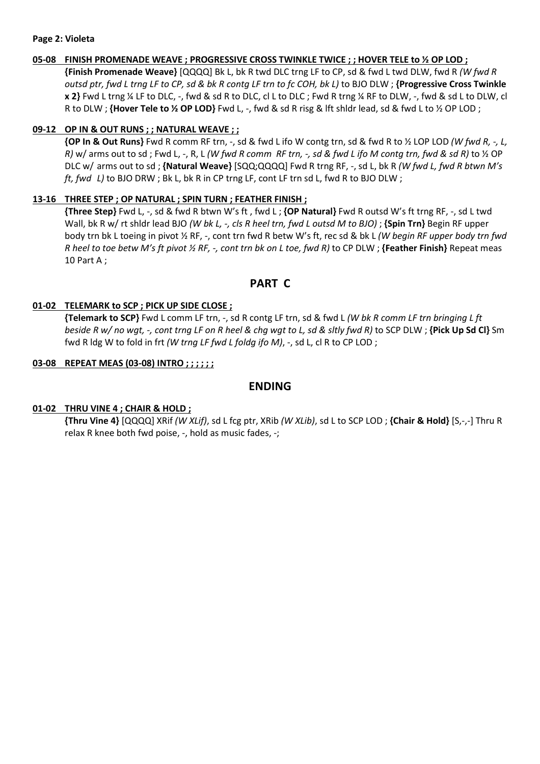**Page 2: Violeta**

**05-08 FINISH PROMENADE WEAVE ; PROGRESSIVE CROSS TWINKLE TWICE ; ; HOVER TELE to ½ OP LOD ;**

**{Finish Promenade Weave}** [QQQQ] Bk L, bk R twd DLC trng LF to CP, sd & fwd L twd DLW, fwd R *(W fwd R outsd ptr, fwd L trng LF to CP, sd & bk R contg LF trn to fc COH, bk L)* to BJO DLW ; **{Progressive Cross Twinkle x 2}** Fwd L trng ¼ LF to DLC, -, fwd & sd R to DLC, cl L to DLC ; Fwd R trng ¼ RF to DLW, -, fwd & sd L to DLW, cl R to DLW ; **{Hover Tele to ½ OP LOD}** Fwd L, -, fwd & sd R risg & lft shldr lead, sd & fwd L to ½ OP LOD ;

**09-12 OP IN & OUT RUNS ; ; NATURAL WEAVE ; ;**

**{OP In & Out Runs}** Fwd R comm RF trn, -, sd & fwd L ifo W contg trn, sd & fwd R to ½ LOP LOD *(W fwd R, -, L, R)* w/ arms out to sd ; Fwd L, -, R, L *(W fwd R comm RF trn, -, sd & fwd L ifo M contg trn, fwd & sd R)* to ½ OP DLC w/ arms out to sd ; **{Natural Weave}** [SQQ;QQQQ] Fwd R trng RF, -, sd L, bk R *(W fwd L, fwd R btwn M's ft, fwd L)* to BJO DRW ; Bk L, bk R in CP trng LF, cont LF trn sd L, fwd R to BJO DLW ;

**13-16 THREE STEP ; OP NATURAL ; SPIN TURN ; FEATHER FINISH ;**

**{Three Step}** Fwd L, -, sd & fwd R btwn W's ft , fwd L ; **{OP Natural}** Fwd R outsd W's ft trng RF, -, sd L twd Wall, bk R w/ rt shldr lead BJO *(W bk L, -, cls R heel trn, fwd L outsd M to BJO)* ; **{Spin Trn}** Begin RF upper body trn bk L toeing in pivot ½ RF, -, cont trn fwd R betw W's ft, rec sd & bk L *(W begin RF upper body trn fwd R heel to toe betw M's ft pivot ½ RF, -, cont trn bk on L toe, fwd R)* to CP DLW ; **{Feather Finish}** Repeat meas 10 Part A ;

## PART C

**01-02 TELEMARK to SCP ; PICK UP SIDE CLOSE ;**

**{Telemark to SCP}** Fwd L comm LF trn, -, sd R contg LF trn, sd & fwd L *(W bk R comm LF trn bringing L ft beside R w/ no wgt, -, cont trng LF on R heel & chg wgt to L, sd & sltly fwd R)* to SCP DLW ; **{Pick Up Sd Cl}** Sm fwd R ldg W to fold in frt *(W trng LF fwd L foldg ifo M)*, -, sd L, cl R to CP LOD ;

**03-08 REPEAT MEAS (03-08) INTRO ; ; ; ; ; ;**

## ENDING

**01-02 THRU VINE 4 ; CHAIR & HOLD ;**

**{Thru Vine 4}** [QQQQ] XRif *(W XLif)*, sd L fcg ptr, XRib *(W XLib)*, sd L to SCP LOD ; **{Chair & Hold}** [S,-,-] Thru R relax R knee both fwd poise, -, hold as music fades, -;